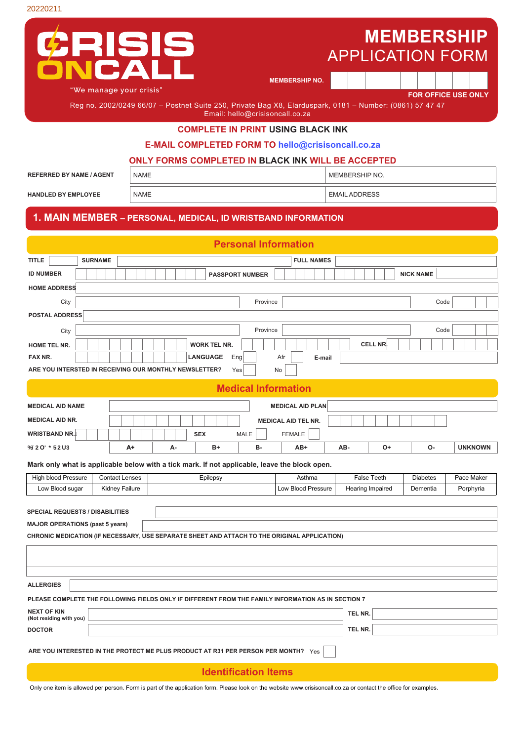20220211

# CRISIS ONCALL

"We manage your crisis"

# MEMBERSHIP APPLICATION FORM

**MEMBERSHIP NO.**

**FOR OFFICE USE ONLY**

Reg no. 2002/0249 66/07 – Postnet Suite 250, Private Bag X8, Elarduspark, 0181 – Number: (0861) 57 47 47
Email: hello@crisisoncall.co.za

**COMPLETE IN PRINT USING BLACK INK**

**E-MAIL COMPLETED FORM TO hello@crisisoncall.co.za**

**ONLY FORMS COMPLETED IN BLACK INK WILL BE ACCEPTED**

| | | |
|---|---|---|
| **REFERRED BY NAME / AGENT** | NAME | MEMBERSHIP NO. |
| **HANDLED BY EMPLOYEE** | NAME | EMAIL ADDRESS |

## 1. MAIN MEMBER – PERSONAL, MEDICAL, ID WRISTBAND INFORMATION

### Personal Information

**TITLE** ______ **SURNAME** ______ **FULL NAMES** ______

**ID NUMBER** ______ **PASSPORT NUMBER** ______ **NICK NAME** ______

**HOME ADDRESS** ______

City ______ Province ______ Code ______

**POSTAL ADDRESS** ______

City ______ Province ______ Code ______

**HOME TEL NR.** ______ **WORK TEL NR.** ______ **CELL NR.** ______

**FAX NR.** ______ **LANGUAGE** Eng ☐ Afr ☐ **E-mail** ______

**ARE YOU INTERESTED IN RECEIVING OUR MONTHLY NEWSLETTER?** Yes ☐ No ☐

### Medical Information

**MEDICAL AID NAME** ______ **MEDICAL AID PLAN** ______

**MEDICAL AID NR.** ______ **MEDICAL AID TEL NR.** ______

**WRISTBAND NR.** ______ **SEX** MALE ☐ FEMALE ☐

| BLOOD TYPE | A+ | A- | B+ | B- | AB+ | AB- | O+ | O- | UNKNOWN |
|---|---|---|---|---|---|---|---|---|---|

**Mark only what is applicable below with a tick mark. If not applicable, leave the block open.**

| | | | | | | |
|---|---|---|---|---|---|---|
| High blood Pressure | Contact Lenses | Epilepsy | Asthma | False Teeth | Diabetes | Pace Maker |
| Low Blood sugar | Kidney Failure | | Low Blood Pressure | Hearing Impaired | Dementia | Porphyria |

**SPECIAL REQUESTS / DISABILITIES** ______

**MAJOR OPERATIONS (past 5 years)** ______

**CHRONIC MEDICATION (IF NECESSARY, USE SEPARATE SHEET AND ATTACH TO THE ORIGINAL APPLICATION)**

______

**ALLERGIES** ______

**PLEASE COMPLETE THE FOLLOWING FIELDS ONLY IF DIFFERENT FROM THE FAMILY INFORMATION AS IN SECTION 7**

**NEXT OF KIN** (Not residing with you) ______ **TEL NR.** ______

**DOCTOR** ______ **TEL NR.** ______

**ARE YOU INTERESTED IN THE PROTECT ME PLUS PRODUCT AT R31 PER PERSON PER MONTH?** Yes ☐

### Identification Items

Only one item is allowed per person. Form is part of the application form. Please look on the website www.crisisoncall.co.za or contact the office for examples.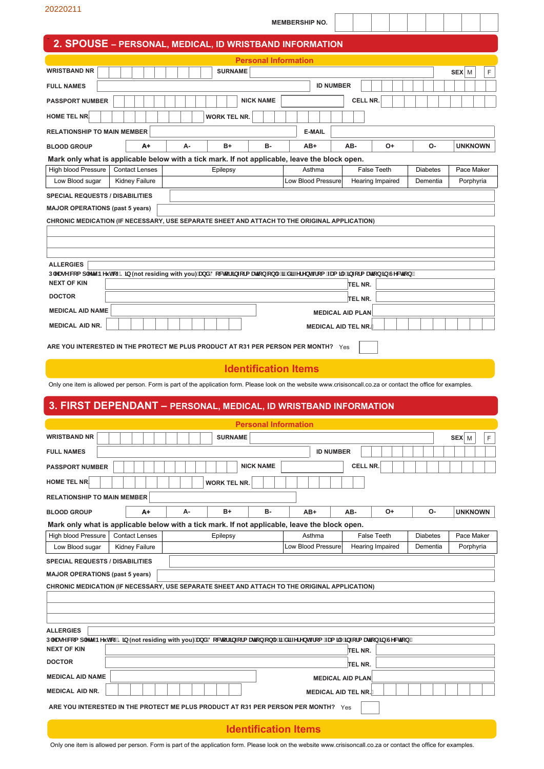20220211

MEMBERSHIP NO.

## 2. SPOUSE – PERSONAL, MEDICAL, ID WRISTBAND INFORMATION

### Personal Information

WRISTBAND NR | SURNAME | SEX M F

FULL NAMES | ID NUMBER

PASSPORT NUMBER | NICK NAME | CELL NR.

HOME TEL NR. | WORK TEL NR.

RELATIONSHIP TO MAIN MEMBER | E-MAIL

| BLOOD GROUP | A+ | A- | B+ | B- | AB+ | AB- | O+ | O- | UNKNOWN |
|---|---|---|---|---|---|---|---|---|---|

**Mark only what is applicable below with a tick mark. If not applicable, leave the block open.**

| | | | | | | |
|---|---|---|---|---|---|---|
| High blood Pressure | Contact Lenses | Epilepsy | Asthma | False Teeth | Diabetes | Pace Maker |
| Low Blood sugar | Kidney Failure | | Low Blood Pressure | Hearing Impaired | Dementia | Porphyria |

SPECIAL REQUESTS / DISABILITIES

MAJOR OPERATIONS (past 5 years)

CHRONIC MEDICATION (IF NECESSARY, USE SEPARATE SHEET AND ATTACH TO THE ORIGINAL APPLICATION)

ALLERGIES

Please complete Next of Kin (not residing with you) and Doctor information only if different from main information Section 1

NEXT OF KIN | TEL NR.

DOCTOR | TEL NR.

MEDICAL AID NAME | MEDICAL AID PLAN

MEDICAL AID NR. | MEDICAL AID TEL NR.

ARE YOU INTERESTED IN THE PROTECT ME PLUS PRODUCT AT R31 PER PERSON PER MONTH? Yes

### Identification Items

Only one item is allowed per person. Form is part of the application form. Please look on the website www.crisisoncall.co.za or contact the office for examples.

## 3. FIRST DEPENDANT – PERSONAL, MEDICAL, ID WRISTBAND INFORMATION

### Personal Information

WRISTBAND NR | SURNAME | SEX M F

FULL NAMES | ID NUMBER

PASSPORT NUMBER | NICK NAME | CELL NR.

HOME TEL NR. | WORK TEL NR.

RELATIONSHIP TO MAIN MEMBER

| BLOOD GROUP | A+ | A- | B+ | B- | AB+ | AB- | O+ | O- | UNKNOWN |
|---|---|---|---|---|---|---|---|---|---|

**Mark only what is applicable below with a tick mark. If not applicable, leave the block open.**

| | | | | | | |
|---|---|---|---|---|---|---|
| High blood Pressure | Contact Lenses | Epilepsy | Asthma | False Teeth | Diabetes | Pace Maker |
| Low Blood sugar | Kidney Failure | | Low Blood Pressure | Hearing Impaired | Dementia | Porphyria |

SPECIAL REQUESTS / DISABILITIES

MAJOR OPERATIONS (past 5 years)

CHRONIC MEDICATION (IF NECESSARY, USE SEPARATE SHEET AND ATTACH TO THE ORIGINAL APPLICATION)

ALLERGIES

Please complete Next of Kin (not residing with you) and Doctor information only if different from main information Section 1

NEXT OF KIN | TEL NR.

DOCTOR | TEL NR.

MEDICAL AID NAME | MEDICAL AID PLAN

MEDICAL AID NR. | MEDICAL AID TEL NR.

ARE YOU INTERESTED IN THE PROTECT ME PLUS PRODUCT AT R31 PER PERSON PER MONTH? Yes

### Identification Items

Only one item is allowed per person. Form is part of the application form. Please look on the website www.crisisoncall.co.za or contact the office for examples.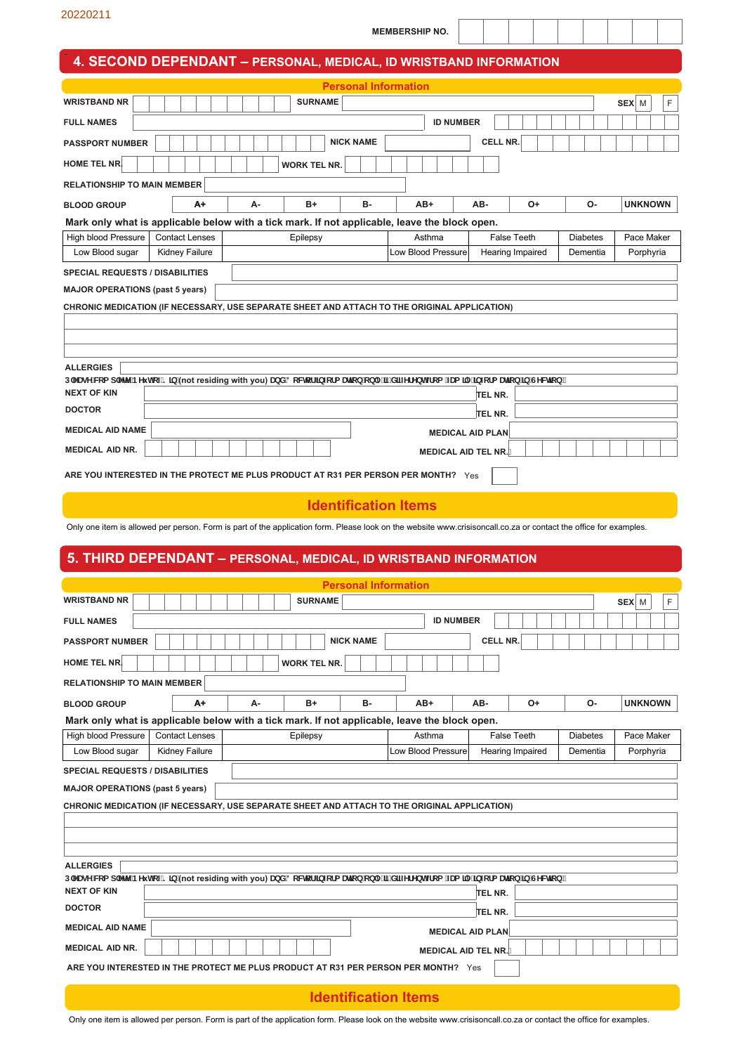20220211

MEMBERSHIP NO. | | | | | | | | | |

## 4. SECOND DEPENDANT – PERSONAL, MEDICAL, ID WRISTBAND INFORMATION

### Personal Information

WRISTBAND NR | | | | | | | | | | | SURNAME | | SEX M | F

FULL NAMES | | ID NUMBER | | | | | | | | | | | | | |

PASSPORT NUMBER | | | | | | | | | | | | NICK NAME | | CELL NR. | | | | | | | | | |

HOME TEL NR. | | | | | | | | | | WORK TEL NR. | | | | | | | | | |

RELATIONSHIP TO MAIN MEMBER

| BLOOD GROUP | A+ | A- | B+ | B- | AB+ | AB- | O+ | O- | UNKNOWN |
|---|---|---|---|---|---|---|---|---|---|

**Mark only what is applicable below with a tick mark. If not applicable, leave the block open.**

| High blood Pressure | Contact Lenses | Epilepsy | Asthma | False Teeth | Diabetes | Pace Maker |
|---|---|---|---|---|---|---|
| Low Blood sugar | Kidney Failure | | Low Blood Pressure | Hearing Impaired | Dementia | Porphyria |

SPECIAL REQUESTS / DISABILITIES

MAJOR OPERATIONS (past 5 years)

CHRONIC MEDICATION (IF NECESSARY, USE SEPARATE SHEET AND ATTACH TO THE ORIGINAL APPLICATION)

ALLERGIES

3OHDVHFRP SOHWH1 HxWRI. LQ (not residing with you) DQG' RFWRULQIRUP DWLRQ lL1 LIIHUHQWIURP IDP LO LQIRUP DWLRQ6HFWLRQ

NEXT OF KIN | TEL NR.

DOCTOR | TEL NR.

MEDICAL AID NAME | MEDICAL AID PLAN

MEDICAL AID NR. | | | | | | | | | | | MEDICAL AID TEL NR. | | | | | | | | | |

ARE YOU INTERESTED IN THE PROTECT ME PLUS PRODUCT AT R31 PER PERSON PER MONTH? Yes

### Identification Items

Only one item is allowed per person. Form is part of the application form. Please look on the website www.crisisoncall.co.za or contact the office for examples.

## 5. THIRD DEPENDANT – PERSONAL, MEDICAL, ID WRISTBAND INFORMATION

### Personal Information

WRISTBAND NR | | | | | | | | | | | SURNAME | | SEX M | F

FULL NAMES | | ID NUMBER | | | | | | | | | | | | | |

PASSPORT NUMBER | | | | | | | | | | | | NICK NAME | | CELL NR. | | | | | | | | | |

HOME TEL NR. | | | | | | | | | | WORK TEL NR. | | | | | | | | | |

RELATIONSHIP TO MAIN MEMBER

| BLOOD GROUP | A+ | A- | B+ | B- | AB+ | AB- | O+ | O- | UNKNOWN |
|---|---|---|---|---|---|---|---|---|---|

**Mark only what is applicable below with a tick mark. If not applicable, leave the block open.**

| High blood Pressure | Contact Lenses | Epilepsy | Asthma | False Teeth | Diabetes | Pace Maker |
|---|---|---|---|---|---|---|
| Low Blood sugar | Kidney Failure | | Low Blood Pressure | Hearing Impaired | Dementia | Porphyria |

SPECIAL REQUESTS / DISABILITIES

MAJOR OPERATIONS (past 5 years)

CHRONIC MEDICATION (IF NECESSARY, USE SEPARATE SHEET AND ATTACH TO THE ORIGINAL APPLICATION)

ALLERGIES

3OHDVHFRP SOHWH1 HxWRI. LQ (not residing with you) DQG' RFWRULQIRUP DWLRQ lL1 LIIHUHQWIURP IDP LO LQIRUP DWLRQ6HFWLRQ

NEXT OF KIN | TEL NR.

DOCTOR | TEL NR.

MEDICAL AID NAME | MEDICAL AID PLAN

MEDICAL AID NR. | | | | | | | | | | | MEDICAL AID TEL NR. | | | | | | | | | |

ARE YOU INTERESTED IN THE PROTECT ME PLUS PRODUCT AT R31 PER PERSON PER MONTH? Yes

### Identification Items

Only one item is allowed per person. Form is part of the application form. Please look on the website www.crisisoncall.co.za or contact the office for examples.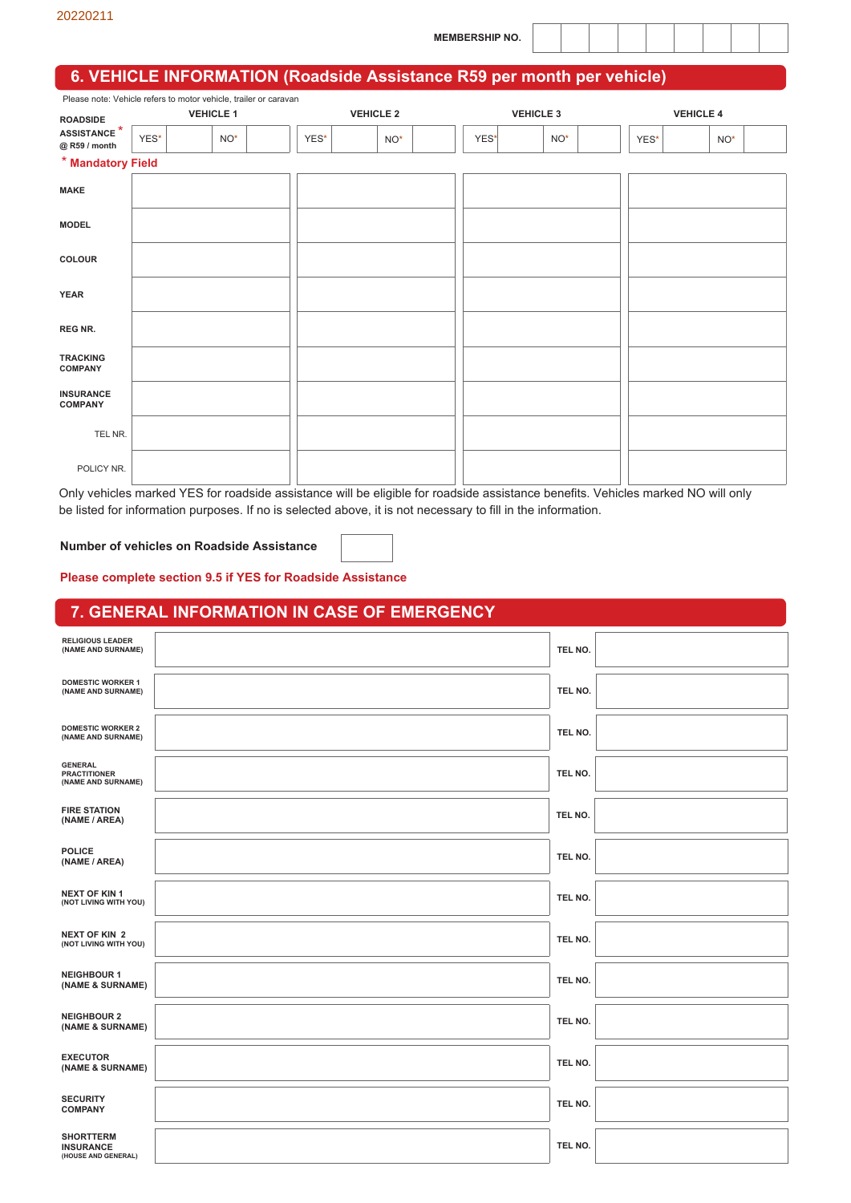20220211

**MEMBERSHIP NO.**

## 6. VEHICLE INFORMATION (Roadside Assistance R59 per month per vehicle)

Please note: Vehicle refers to motor vehicle, trailer or caravan

| | VEHICLE 1 | | | | VEHICLE 2 | | | | VEHICLE 3 | | | | VEHICLE 4 | | | |
|---|---|---|---|---|---|---|---|---|---|---|---|---|---|---|---|---|
| ROADSIDE ASSISTANCE * @ R59 / month | YES* | | NO* | | YES* | | NO* | | YES* | | NO* | | YES* | | NO* | |

\* **Mandatory Field**

| | VEHICLE 1 | VEHICLE 2 | VEHICLE 3 | VEHICLE 4 |
|---|---|---|---|---|
| MAKE | | | | |
| MODEL | | | | |
| COLOUR | | | | |
| YEAR | | | | |
| REG NR. | | | | |
| TRACKING COMPANY | | | | |
| INSURANCE COMPANY | | | | |
| TEL NR. | | | | |
| POLICY NR. | | | | |

Only vehicles marked YES for roadside assistance will be eligible for roadside assistance benefits. Vehicles marked NO will only be listed for information purposes. If no is selected above, it is not necessary to fill in the information.

**Number of vehicles on Roadside Assistance**

**Please complete section 9.5 if YES for Roadside Assistance**

## 7. GENERAL INFORMATION IN CASE OF EMERGENCY

| | | | |
|---|---|---|---|
| RELIGIOUS LEADER (NAME AND SURNAME) | | TEL NO. | |
| DOMESTIC WORKER 1 (NAME AND SURNAME) | | TEL NO. | |
| DOMESTIC WORKER 2 (NAME AND SURNAME) | | TEL NO. | |
| GENERAL PRACTITIONER (NAME AND SURNAME) | | TEL NO. | |
| FIRE STATION (NAME / AREA) | | TEL NO. | |
| POLICE (NAME / AREA) | | TEL NO. | |
| NEXT OF KIN 1 (NOT LIVING WITH YOU) | | TEL NO. | |
| NEXT OF KIN 2 (NOT LIVING WITH YOU) | | TEL NO. | |
| NEIGHBOUR 1 (NAME & SURNAME) | | TEL NO. | |
| NEIGHBOUR 2 (NAME & SURNAME) | | TEL NO. | |
| EXECUTOR (NAME & SURNAME) | | TEL NO. | |
| SECURITY COMPANY | | TEL NO. | |
| SHORTTERM INSURANCE (HOUSE AND GENERAL) | | TEL NO. | |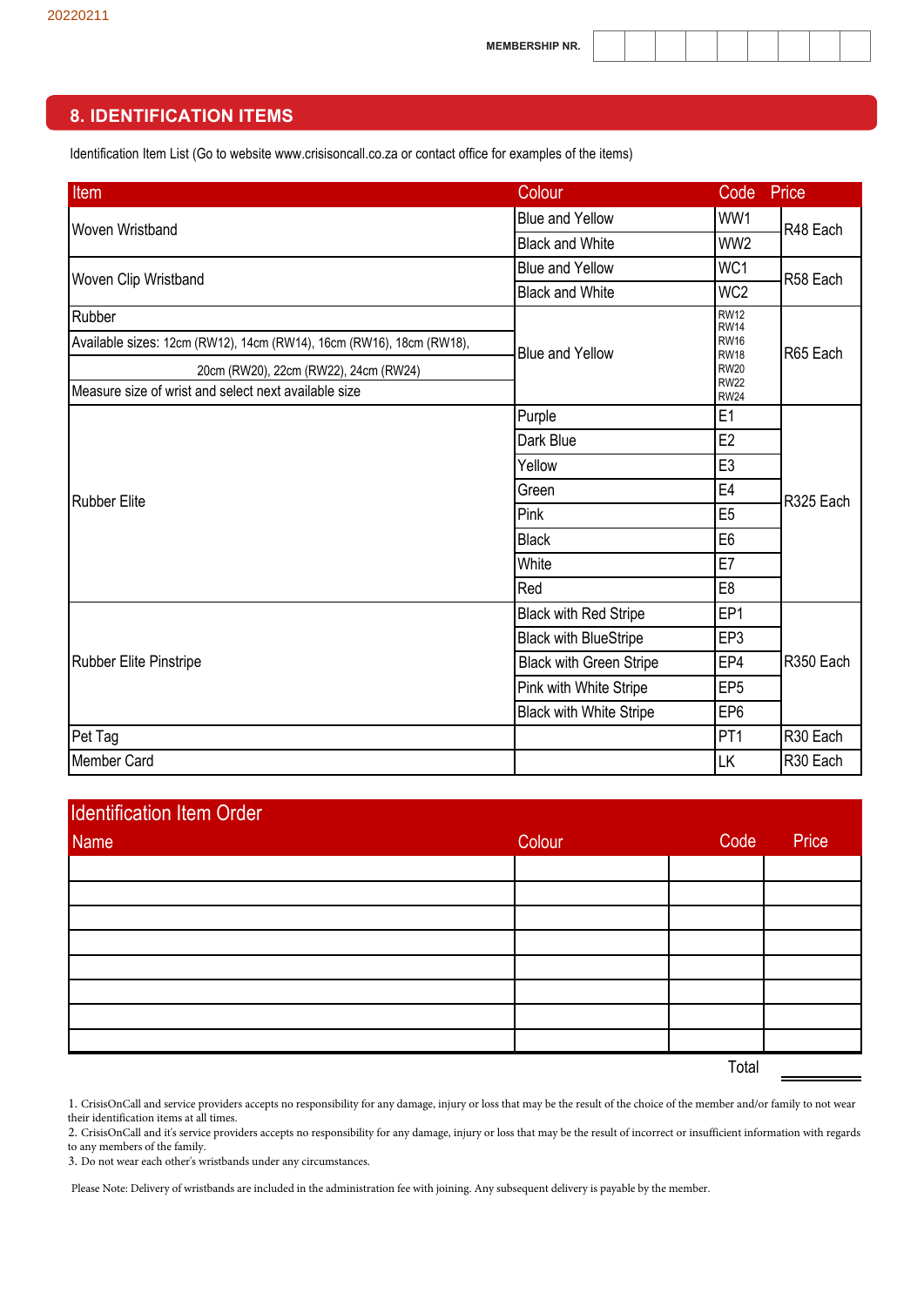20220211

MEMBERSHIP NR.

## 8. IDENTIFICATION ITEMS

Identification Item List (Go to website www.crisisoncall.co.za or contact office for examples of the items)

| Item | Colour | Code | Price |
|---|---|---|---|
| Woven Wristband | Blue and Yellow | WW1 | R48 Each |
| | Black and White | WW2 | |
| Woven Clip Wristband | Blue and Yellow | WC1 | R58 Each |
| | Black and White | WC2 | |
| Rubber<br>Available sizes: 12cm (RW12), 14cm (RW14), 16cm (RW16), 18cm (RW18), 20cm (RW20), 22cm (RW22), 24cm (RW24)<br>Measure size of wrist and select next available size | Blue and Yellow | RW12<br>RW14<br>RW16<br>RW18<br>RW20<br>RW22<br>RW24 | R65 Each |
| Rubber Elite | Purple | E1 | R325 Each |
| | Dark Blue | E2 | |
| | Yellow | E3 | |
| | Green | E4 | |
| | Pink | E5 | |
| | Black | E6 | |
| | White | E7 | |
| | Red | E8 | |
| Rubber Elite Pinstripe | Black with Red Stripe | EP1 | R350 Each |
| | Black with BlueStripe | EP3 | |
| | Black with Green Stripe | EP4 | |
| | Pink with White Stripe | EP5 | |
| | Black with White Stripe | EP6 | |
| Pet Tag | | PT1 | R30 Each |
| Member Card | | LK | R30 Each |

**Identification Item Order**

| Name | Colour | Code | Price |
|---|---|---|---|
| | | | |
| | | | |
| | | | |
| | | | |
| | | | |
| | | | |
| | | | |
| | | | |

Total

1. CrisisOnCall and service providers accepts no responsibility for any damage, injury or loss that may be the result of the choice of the member and/or family to not wear their identification items at all times.
2. CrisisOnCall and it's service providers accepts no responsibility for any damage, injury or loss that may be the result of incorrect or insufficient information with regards to any members of the family.
3. Do not wear each other's wristbands under any circumstances.

Please Note: Delivery of wristbands are included in the administration fee with joining. Any subsequent delivery is payable by the member.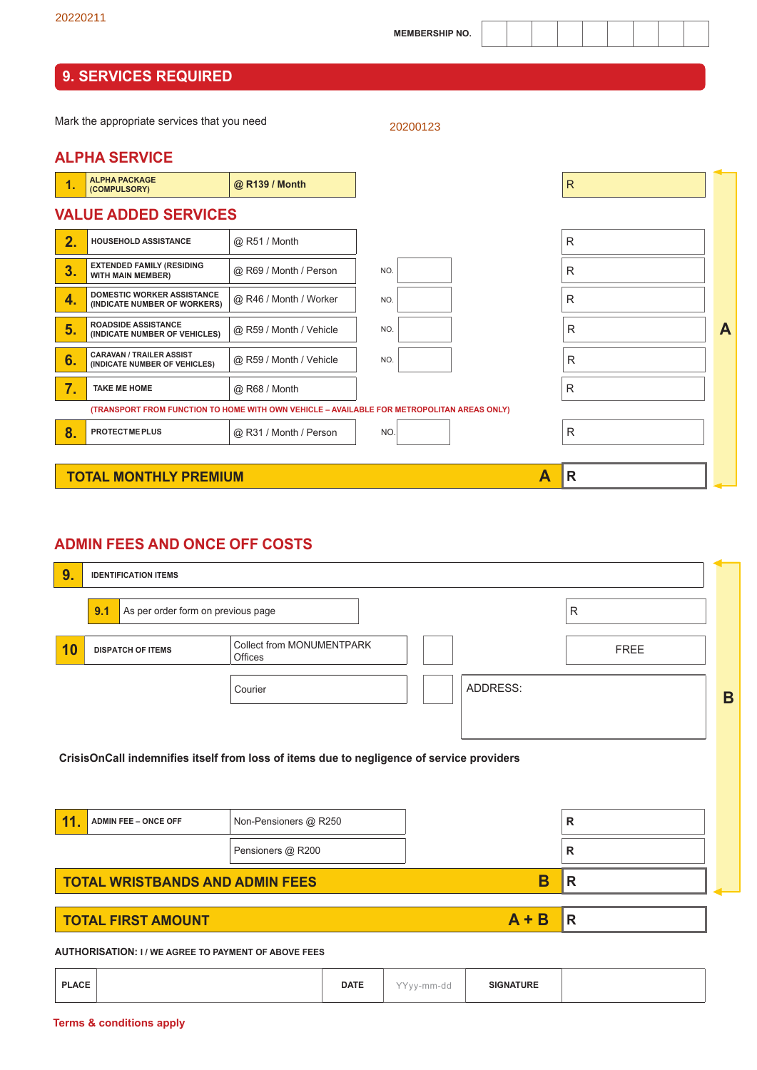20220211

MEMBERSHIP NO.

## 9. SERVICES REQUIRED

Mark the appropriate services that you need

20200123

### ALPHA SERVICE

| | | | | |
|---|---|---|---|---|
| 1. | ALPHA PACKAGE (COMPULSORY) | @ R139 / Month | | R |

### VALUE ADDED SERVICES

| | | | | |
|---|---|---|---|---|
| 2. | HOUSEHOLD ASSISTANCE | @ R51 / Month | | R |
| 3. | EXTENDED FAMILY (RESIDING WITH MAIN MEMBER) | @ R69 / Month / Person | NO. | R |
| 4. | DOMESTIC WORKER ASSISTANCE (INDICATE NUMBER OF WORKERS) | @ R46 / Month / Worker | NO. | R |
| 5. | ROADSIDE ASSISTANCE (INDICATE NUMBER OF VEHICLES) | @ R59 / Month / Vehicle | NO. | R |
| 6. | CARAVAN / TRAILER ASSIST (INDICATE NUMBER OF VEHICLES) | @ R59 / Month / Vehicle | NO. | R |
| 7. | TAKE ME HOME | @ R68 / Month | | R |
| 8. | PROTECT ME PLUS | @ R31 / Month / Person | NO. | R |

(TRANSPORT FROM FUNCTION TO HOME WITH OWN VEHICLE – AVAILABLE FOR METROPOLITAN AREAS ONLY)

**TOTAL MONTHLY PREMIUM** **A** **R**

**A**

### ADMIN FEES AND ONCE OFF COSTS

| | | | | |
|---|---|---|---|---|
| 9. | IDENTIFICATION ITEMS | | | |
| 9.1 | As per order form on previous page | | | R |
| 10 | DISPATCH OF ITEMS | Collect from MONUMENTPARK Offices | | FREE |
| | | Courier | | ADDRESS: |

**CrisisOnCall indemnifies itself from loss of items due to negligence of service providers**

| | | | |
|---|---|---|---|
| 11. | ADMIN FEE – ONCE OFF | Non-Pensioners @ R250 | R |
| | | Pensioners @ R200 | R |

**TOTAL WRISTBANDS AND ADMIN FEES** **B** **R**

**B**

**TOTAL FIRST AMOUNT** **A + B** **R**

**AUTHORISATION: I / WE AGREE TO PAYMENT OF ABOVE FEES**

| | | | | | |
|---|---|---|---|---|---|
| PLACE | | DATE | YYyy-mm-dd | SIGNATURE | |

Terms & conditions apply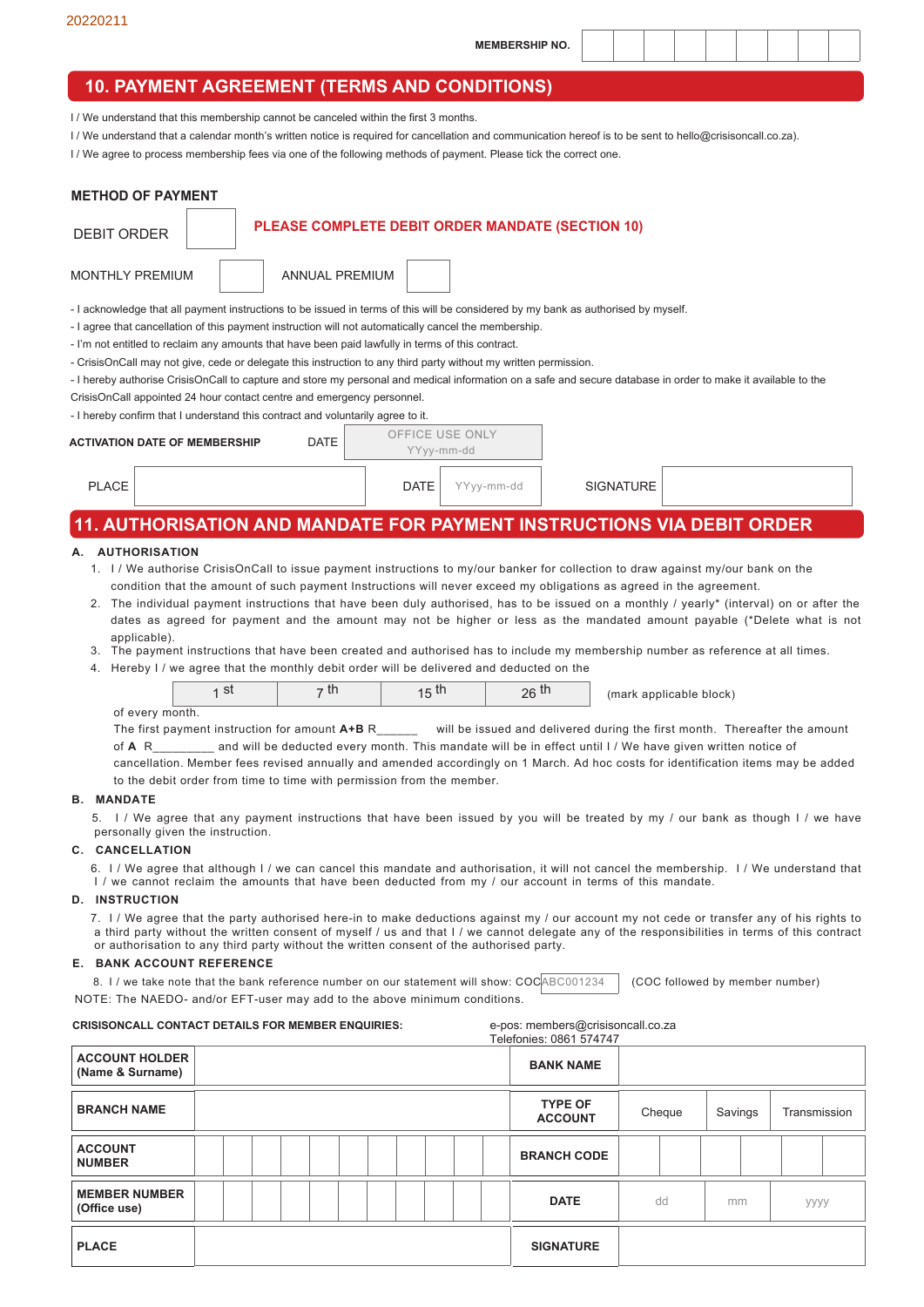20220211

MEMBERSHIP NO.

## 10. PAYMENT AGREEMENT (TERMS AND CONDITIONS)

I / We understand that this membership cannot be canceled within the first 3 months.

I / We understand that a calendar month's written notice is required for cancellation and communication hereof is to be sent to hello@crisisoncall.co.za).

I / We agree to process membership fees via one of the following methods of payment. Please tick the correct one.

### METHOD OF PAYMENT

DEBIT ORDER ☐ **PLEASE COMPLETE DEBIT ORDER MANDATE (SECTION 10)**

MONTHLY PREMIUM ☐ ANNUAL PREMIUM ☐

- I acknowledge that all payment instructions to be issued in terms of this will be considered by my bank as authorised by myself.
- I agree that cancellation of this payment instruction will not automatically cancel the membership.
- I'm not entitled to reclaim any amounts that have been paid lawfully in terms of this contract.
- CrisisOnCall may not give, cede or delegate this instruction to any third party without my written permission.
- I hereby authorise CrisisOnCall to capture and store my personal and medical information on a safe and secure database in order to make it available to the CrisisOnCall appointed 24 hour contact centre and emergency personnel.
- I hereby confirm that I understand this contract and voluntarily agree to it.

**ACTIVATION DATE OF MEMBERSHIP** DATE: OFFICE USE ONLY YYyy-mm-dd

PLACE: ____________ DATE: YYyy-mm-dd SIGNATURE: ____________

## 11. AUTHORISATION AND MANDATE FOR PAYMENT INSTRUCTIONS VIA DEBIT ORDER

**A. AUTHORISATION**

1. I / We authorise CrisisOnCall to issue payment instructions to my/our banker for collection to draw against my/our bank on the condition that the amount of such payment Instructions will never exceed my obligations as agreed in the agreement.
2. The individual payment instructions that have been duly authorised, has to be issued on a monthly / yearly* (interval) on or after the dates as agreed for payment and the amount may not be higher or less as the mandated amount payable (*Delete what is not applicable).
3. The payment instructions that have been created and authorised has to include my membership number as reference at all times.
4. Hereby I / we agree that the monthly debit order will be delivered and deducted on the

| 1 st | 7 th | 15 th | 26 th |
|---|---|---|---|

(mark applicable block)

of every month.

The first payment instruction for amount **A+B** R______ will be issued and delivered during the first month. Thereafter the amount of **A** R_________ and will be deducted every month. This mandate will be in effect until I / We have given written notice of cancellation. Member fees revised annually and amended accordingly on 1 March. Ad hoc costs for identification items may be added to the debit order from time to time with permission from the member.

**B. MANDATE**

5. I / We agree that any payment instructions that have been issued by you will be treated by my / our bank as though I / we have personally given the instruction.

**C. CANCELLATION**

6. I / We agree that although I / we can cancel this mandate and authorisation, it will not cancel the membership. I / We understand that I / we cannot reclaim the amounts that have been deducted from my / our account in terms of this mandate.

**D. INSTRUCTION**

7. I / We agree that the party authorised here-in to make deductions against my / our account my not cede or transfer any of his rights to a third party without the written consent of myself / us and that I / we cannot delegate any of the responsibilities in terms of this contract or authorisation to any third party without the written consent of the authorised party.

**E. BANK ACCOUNT REFERENCE**

8. I / we take note that the bank reference number on our statement will show: COC ABC001234 (COC followed by member number)

NOTE: The NAEDO- and/or EFT-user may add to the above minimum conditions.

**CRISISONCALL CONTACT DETAILS FOR MEMBER ENQUIRIES:** e-pos: members@crisisoncall.co.za Telefonies: 0861 574747

| | | | | | |
|---|---|---|---|---|---|
| **ACCOUNT HOLDER (Name & Surname)** | | **BANK NAME** | | | |
| **BRANCH NAME** | | **TYPE OF ACCOUNT** | Cheque | Savings | Transmission |
| **ACCOUNT NUMBER** | | **BRANCH CODE** | | | |
| **MEMBER NUMBER (Office use)** | | **DATE** | dd | mm | yyyy |
| **PLACE** | | **SIGNATURE** | | | |